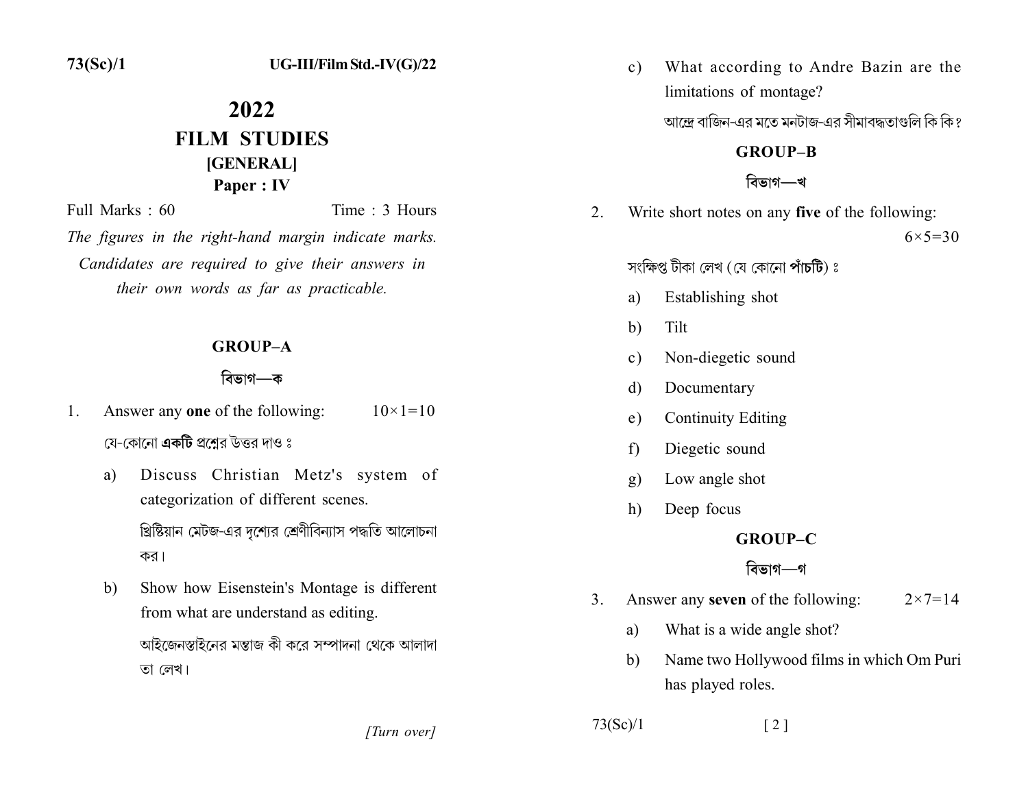73(Sc)/1 UG-III/Film Std.-IV(G)/22

# 2022

# FILM STUDIES

## [GENERAL]

## Paper : IV

Full Marks : 60 Time : 3 Hours

*The figures in the right-hand margin indicate marks. Candidates are required to give their answers in their own words as far as practicable.*

### GROUP–A

### বিভাগ—ক

1. Answer any **one** of the following: 10×1=10

   যে-কোনো **একটি** প্রশ্নের উত্তর দাও ঃ

   a) Discuss Christian Metz's system of categorization of different scenes.

      খ্রিষ্টিয়ান মেটজ-এর দৃশ্যের শ্রেণীবিন্যাস পদ্ধতি আলোচনা কর।

   b) Show how Eisenstein's Montage is different from what are understand as editing.

      আইজেনস্তাইনের মন্তাজ কী করে সম্পাদনা থেকে আলাদা তা লেখ।

   c) What according to Andre Bazin are the limitations of montage?

      আন্দ্রে বাজিন-এর মতে মনটাজ-এর সীমাবদ্ধতাগুলি কি কি?

### GROUP–B

### বিভাগ—খ

2. Write short notes on any **five** of the following: 6×5=30

   সংক্ষিপ্ত টীকা লেখ (যে কোনো **পাঁচটি**) ঃ

   a) Establishing shot

   b) Tilt

   c) Non-diegetic sound

   d) Documentary

   e) Continuity Editing

   f) Diegetic sound

   g) Low angle shot

   h) Deep focus

### GROUP–C

### বিভাগ—গ

3. Answer any **seven** of the following: 2×7=14

   a) What is a wide angle shot?

   b) Name two Hollywood films in which Om Puri has played roles.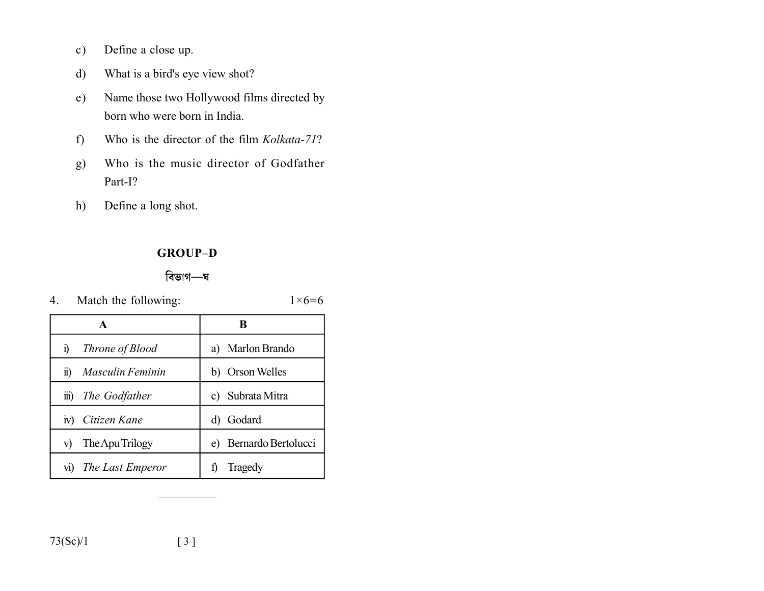c) Define a close up.

d) What is a bird's eye view shot?

e) Name those two Hollywood films directed by born who were born in India.

f) Who is the director of the film *Kolkata-71*?

g) Who is the music director of Godfather Part-I?

h) Define a long shot.

## GROUP–D

### বিভাগ—ঘ

4. Match the following: 1×6=6

| A | B |
|---|---|
| i) *Throne of Blood* | a) Marlon Brando |
| ii) *Masculin Feminin* | b) Orson Welles |
| iii) *The Godfather* | c) Subrata Mitra |
| iv) *Citizen Kane* | d) Godard |
| v) The Apu Trilogy | e) Bernardo Bertolucci |
| vi) *The Last Emperor* | f) Tragedy |

———————

73(Sc)/1